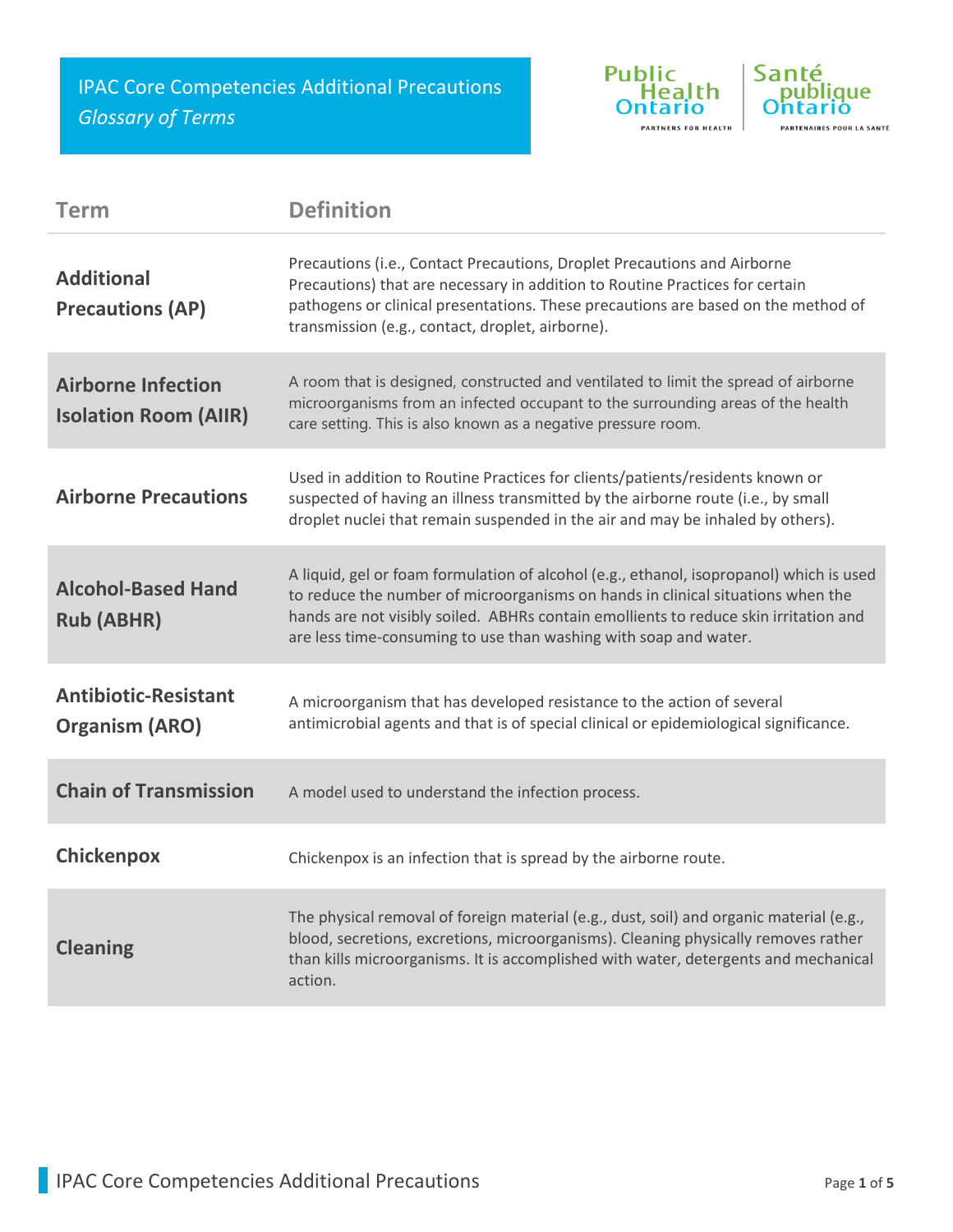# IPAC Core Competencies Additional Precautions

*Glossary of Terms*

| Term | Definition |
| --- | --- |
| **Additional Precautions (AP)** | Precautions (i.e., Contact Precautions, Droplet Precautions and Airborne Precautions) that are necessary in addition to Routine Practices for certain pathogens or clinical presentations. These precautions are based on the method of transmission (e.g., contact, droplet, airborne). |
| **Airborne Infection Isolation Room (AIIR)** | A room that is designed, constructed and ventilated to limit the spread of airborne microorganisms from an infected occupant to the surrounding areas of the health care setting. This is also known as a negative pressure room. |
| **Airborne Precautions** | Used in addition to Routine Practices for clients/patients/residents known or suspected of having an illness transmitted by the airborne route (i.e., by small droplet nuclei that remain suspended in the air and may be inhaled by others). |
| **Alcohol-Based Hand Rub (ABHR)** | A liquid, gel or foam formulation of alcohol (e.g., ethanol, isopropanol) which is used to reduce the number of microorganisms on hands in clinical situations when the hands are not visibly soiled. ABHRs contain emollients to reduce skin irritation and are less time-consuming to use than washing with soap and water. |
| **Antibiotic-Resistant Organism (ARO)** | A microorganism that has developed resistance to the action of several antimicrobial agents and that is of special clinical or epidemiological significance. |
| **Chain of Transmission** | A model used to understand the infection process. |
| **Chickenpox** | Chickenpox is an infection that is spread by the airborne route. |
| **Cleaning** | The physical removal of foreign material (e.g., dust, soil) and organic material (e.g., blood, secretions, excretions, microorganisms). Cleaning physically removes rather than kills microorganisms. It is accomplished with water, detergents and mechanical action. |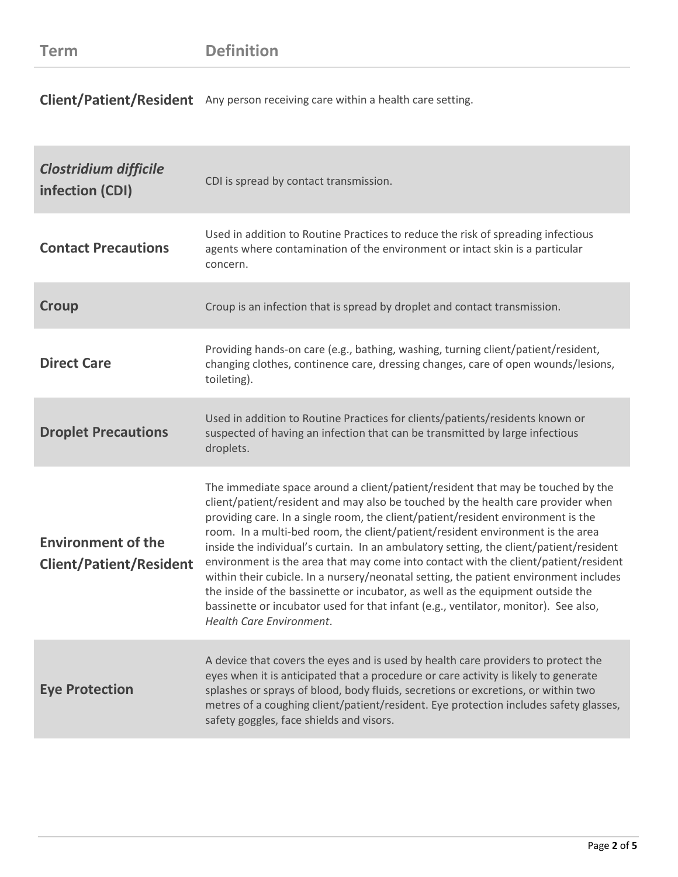| Term | Definition |
|---|---|
| **Client/Patient/Resident** | Any person receiving care within a health care setting. |
| ***Clostridium difficile* infection (CDI)** | CDI is spread by contact transmission. |
| **Contact Precautions** | Used in addition to Routine Practices to reduce the risk of spreading infectious agents where contamination of the environment or intact skin is a particular concern. |
| **Croup** | Croup is an infection that is spread by droplet and contact transmission. |
| **Direct Care** | Providing hands-on care (e.g., bathing, washing, turning client/patient/resident, changing clothes, continence care, dressing changes, care of open wounds/lesions, toileting). |
| **Droplet Precautions** | Used in addition to Routine Practices for clients/patients/residents known or suspected of having an infection that can be transmitted by large infectious droplets. |
| **Environment of the Client/Patient/Resident** | The immediate space around a client/patient/resident that may be touched by the client/patient/resident and may also be touched by the health care provider when providing care. In a single room, the client/patient/resident environment is the room. In a multi-bed room, the client/patient/resident environment is the area inside the individual's curtain. In an ambulatory setting, the client/patient/resident environment is the area that may come into contact with the client/patient/resident within their cubicle. In a nursery/neonatal setting, the patient environment includes the inside of the bassinette or incubator, as well as the equipment outside the bassinette or incubator used for that infant (e.g., ventilator, monitor). See also, *Health Care Environment*. |
| **Eye Protection** | A device that covers the eyes and is used by health care providers to protect the eyes when it is anticipated that a procedure or care activity is likely to generate splashes or sprays of blood, body fluids, secretions or excretions, or within two metres of a coughing client/patient/resident. Eye protection includes safety glasses, safety goggles, face shields and visors. |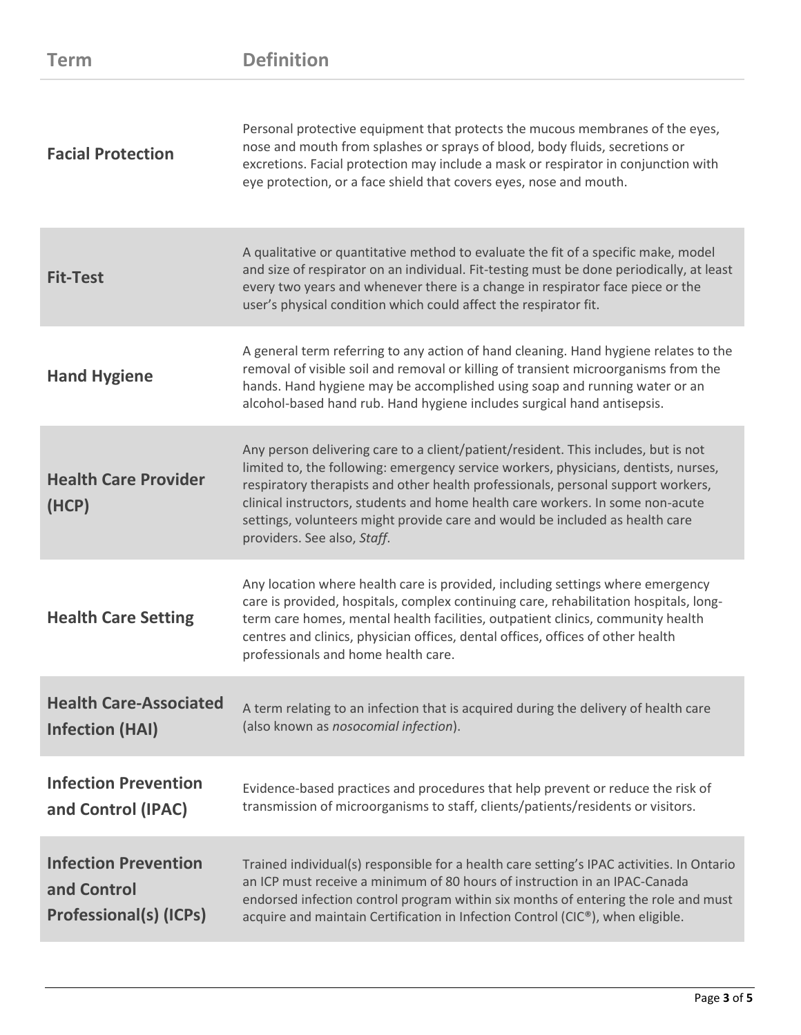| Term | Definition |
|---|---|
| **Facial Protection** | Personal protective equipment that protects the mucous membranes of the eyes, nose and mouth from splashes or sprays of blood, body fluids, secretions or excretions. Facial protection may include a mask or respirator in conjunction with eye protection, or a face shield that covers eyes, nose and mouth. |
| **Fit-Test** | A qualitative or quantitative method to evaluate the fit of a specific make, model and size of respirator on an individual. Fit-testing must be done periodically, at least every two years and whenever there is a change in respirator face piece or the user's physical condition which could affect the respirator fit. |
| **Hand Hygiene** | A general term referring to any action of hand cleaning. Hand hygiene relates to the removal of visible soil and removal or killing of transient microorganisms from the hands. Hand hygiene may be accomplished using soap and running water or an alcohol-based hand rub. Hand hygiene includes surgical hand antisepsis. |
| **Health Care Provider (HCP)** | Any person delivering care to a client/patient/resident. This includes, but is not limited to, the following: emergency service workers, physicians, dentists, nurses, respiratory therapists and other health professionals, personal support workers, clinical instructors, students and home health care workers. In some non-acute settings, volunteers might provide care and would be included as health care providers. See also, *Staff*. |
| **Health Care Setting** | Any location where health care is provided, including settings where emergency care is provided, hospitals, complex continuing care, rehabilitation hospitals, long-term care homes, mental health facilities, outpatient clinics, community health centres and clinics, physician offices, dental offices, offices of other health professionals and home health care. |
| **Health Care-Associated Infection (HAI)** | A term relating to an infection that is acquired during the delivery of health care (also known as *nosocomial infection*). |
| **Infection Prevention and Control (IPAC)** | Evidence-based practices and procedures that help prevent or reduce the risk of transmission of microorganisms to staff, clients/patients/residents or visitors. |
| **Infection Prevention and Control Professional(s) (ICPs)** | Trained individual(s) responsible for a health care setting's IPAC activities. In Ontario an ICP must receive a minimum of 80 hours of instruction in an IPAC-Canada endorsed infection control program within six months of entering the role and must acquire and maintain Certification in Infection Control (CIC®), when eligible. |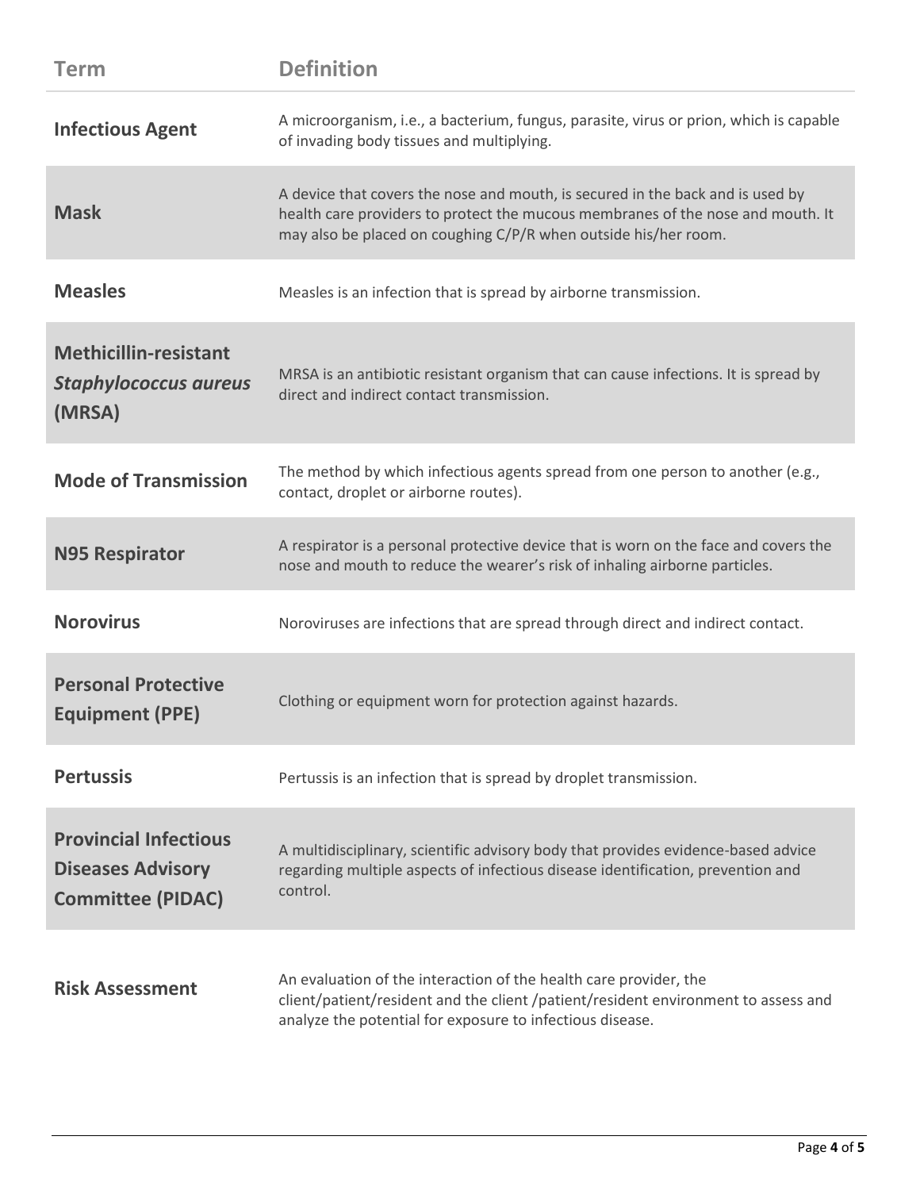| Term | Definition |
|---|---|
| **Infectious Agent** | A microorganism, i.e., a bacterium, fungus, parasite, virus or prion, which is capable of invading body tissues and multiplying. |
| **Mask** | A device that covers the nose and mouth, is secured in the back and is used by health care providers to protect the mucous membranes of the nose and mouth. It may also be placed on coughing C/P/R when outside his/her room. |
| **Measles** | Measles is an infection that is spread by airborne transmission. |
| **Methicillin-resistant *Staphylococcus aureus* (MRSA)** | MRSA is an antibiotic resistant organism that can cause infections. It is spread by direct and indirect contact transmission. |
| **Mode of Transmission** | The method by which infectious agents spread from one person to another (e.g., contact, droplet or airborne routes). |
| **N95 Respirator** | A respirator is a personal protective device that is worn on the face and covers the nose and mouth to reduce the wearer's risk of inhaling airborne particles. |
| **Norovirus** | Noroviruses are infections that are spread through direct and indirect contact. |
| **Personal Protective Equipment (PPE)** | Clothing or equipment worn for protection against hazards. |
| **Pertussis** | Pertussis is an infection that is spread by droplet transmission. |
| **Provincial Infectious Diseases Advisory Committee (PIDAC)** | A multidisciplinary, scientific advisory body that provides evidence-based advice regarding multiple aspects of infectious disease identification, prevention and control. |
| **Risk Assessment** | An evaluation of the interaction of the health care provider, the client/patient/resident and the client /patient/resident environment to assess and analyze the potential for exposure to infectious disease. |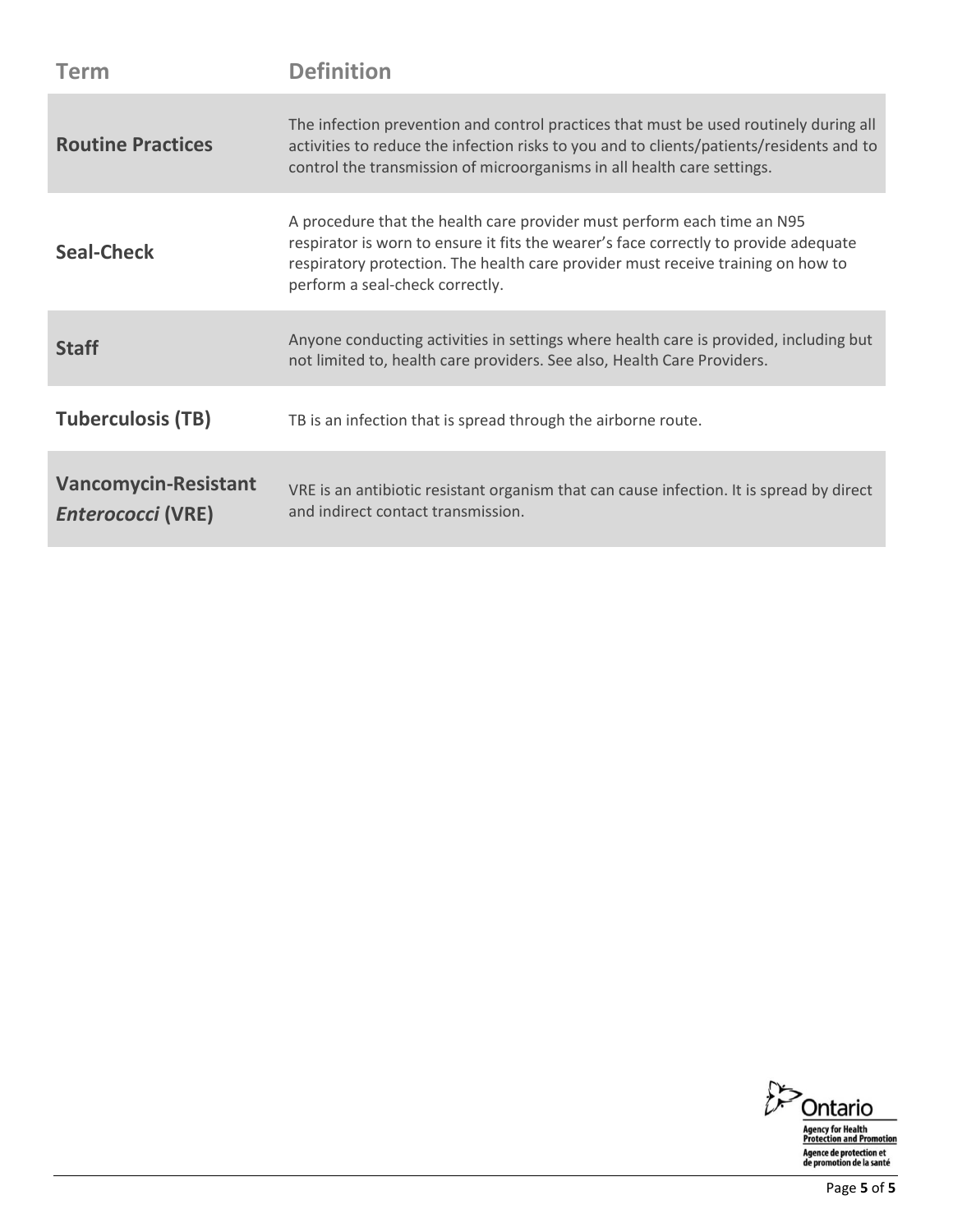| Term | Definition |
| --- | --- |
| **Routine Practices** | The infection prevention and control practices that must be used routinely during all activities to reduce the infection risks to you and to clients/patients/residents and to control the transmission of microorganisms in all health care settings. |
| **Seal-Check** | A procedure that the health care provider must perform each time an N95 respirator is worn to ensure it fits the wearer's face correctly to provide adequate respiratory protection. The health care provider must receive training on how to perform a seal-check correctly. |
| **Staff** | Anyone conducting activities in settings where health care is provided, including but not limited to, health care providers. See also, Health Care Providers. |
| **Tuberculosis (TB)** | TB is an infection that is spread through the airborne route. |
| **Vancomycin-Resistant *Enterococci* (VRE)** | VRE is an antibiotic resistant organism that can cause infection. It is spread by direct and indirect contact transmission. |